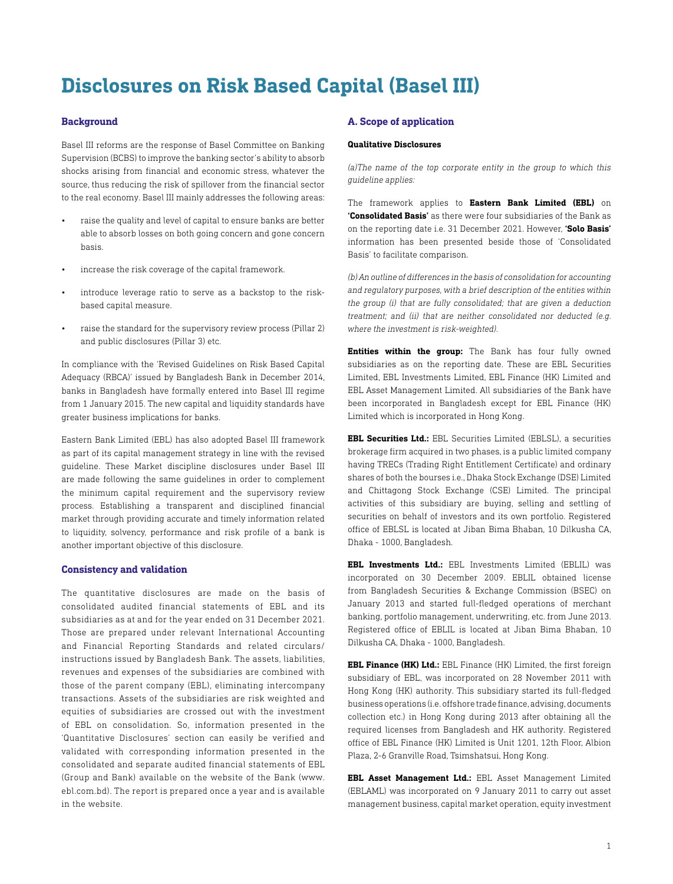# Disclosures on Risk Based Capital (Basel III)

### Background

Basel III reforms are the response of Basel Committee on Banking Supervision (BCBS) to improve the banking sector's ability to absorb shocks arising from financial and economic stress, whatever the source, thus reducing the risk of spillover from the financial sector to the real economy. Basel III mainly addresses the following areas:

- raise the quality and level of capital to ensure banks are better able to absorb losses on both going concern and gone concern basis.
- increase the risk coverage of the capital framework.
- introduce leverage ratio to serve as a backstop to the risk-based capital measure.
- raise the standard for the supervisory review process (Pillar 2) and public disclosures (Pillar 3) etc.

In compliance with the 'Revised Guidelines on Risk Based Capital Adequacy (RBCA)' issued by Bangladesh Bank in December 2014, banks in Bangladesh have formally entered into Basel III regime from 1 January 2015. The new capital and liquidity standards have greater business implications for banks.

Eastern Bank Limited (EBL) has also adopted Basel III framework as part of its capital management strategy in line with the revised guideline. These Market discipline disclosures under Basel III are made following the same guidelines in order to complement the minimum capital requirement and the supervisory review process. Establishing a transparent and disciplined financial market through providing accurate and timely information related to liquidity, solvency, performance and risk profile of a bank is another important objective of this disclosure.

### Consistency and validation

The quantitative disclosures are made on the basis of consolidated audited financial statements of EBL and its subsidiaries as at and for the year ended on 31 December 2021. Those are prepared under relevant International Accounting and Financial Reporting Standards and related circulars/ instructions issued by Bangladesh Bank. The assets, liabilities, revenues and expenses of the subsidiaries are combined with those of the parent company (EBL), eliminating intercompany transactions. Assets of the subsidiaries are risk weighted and equities of subsidiaries are crossed out with the investment of EBL on consolidation. So, information presented in the 'Quantitative Disclosures' section can easily be verified and validated with corresponding information presented in the consolidated and separate audited financial statements of EBL (Group and Bank) available on the website of the Bank (www.ebl.com.bd). The report is prepared once a year and is available in the website.

### A. Scope of application

#### Qualitative Disclosures

*(a)The name of the top corporate entity in the group to which this guideline applies:*

The framework applies to **Eastern Bank Limited (EBL)** on **'Consolidated Basis'** as there were four subsidiaries of the Bank as on the reporting date i.e. 31 December 2021. However, **'Solo Basis'** information has been presented beside those of 'Consolidated Basis' to facilitate comparison.

*(b) An outline of differences in the basis of consolidation for accounting and regulatory purposes, with a brief description of the entities within the group (i) that are fully consolidated; that are given a deduction treatment; and (ii) that are neither consolidated nor deducted (e.g. where the investment is risk-weighted).*

**Entities within the group:** The Bank has four fully owned subsidiaries as on the reporting date. These are EBL Securities Limited, EBL Investments Limited, EBL Finance (HK) Limited and EBL Asset Management Limited. All subsidiaries of the Bank have been incorporated in Bangladesh except for EBL Finance (HK) Limited which is incorporated in Hong Kong.

**EBL Securities Ltd.:** EBL Securities Limited (EBLSL), a securities brokerage firm acquired in two phases, is a public limited company having TRECs (Trading Right Entitlement Certificate) and ordinary shares of both the bourses i.e., Dhaka Stock Exchange (DSE) Limited and Chittagong Stock Exchange (CSE) Limited. The principal activities of this subsidiary are buying, selling and settling of securities on behalf of investors and its own portfolio. Registered office of EBLSL is located at Jiban Bima Bhaban, 10 Dilkusha CA, Dhaka - 1000, Bangladesh.

**EBL Investments Ltd.:** EBL Investments Limited (EBLIL) was incorporated on 30 December 2009. EBLIL obtained license from Bangladesh Securities & Exchange Commission (BSEC) on January 2013 and started full-fledged operations of merchant banking, portfolio management, underwriting, etc. from June 2013. Registered office of EBLIL is located at Jiban Bima Bhaban, 10 Dilkusha CA, Dhaka - 1000, Bangladesh.

**EBL Finance (HK) Ltd.:** EBL Finance (HK) Limited, the first foreign subsidiary of EBL, was incorporated on 28 November 2011 with Hong Kong (HK) authority. This subsidiary started its full-fledged business operations (i.e. offshore trade finance, advising, documents collection etc.) in Hong Kong during 2013 after obtaining all the required licenses from Bangladesh and HK authority. Registered office of EBL Finance (HK) Limited is Unit 1201, 12th Floor, Albion Plaza, 2-6 Granville Road, Tsimshatsui, Hong Kong.

**EBL Asset Management Ltd.:** EBL Asset Management Limited (EBLAML) was incorporated on 9 January 2011 to carry out asset management business, capital market operation, equity investment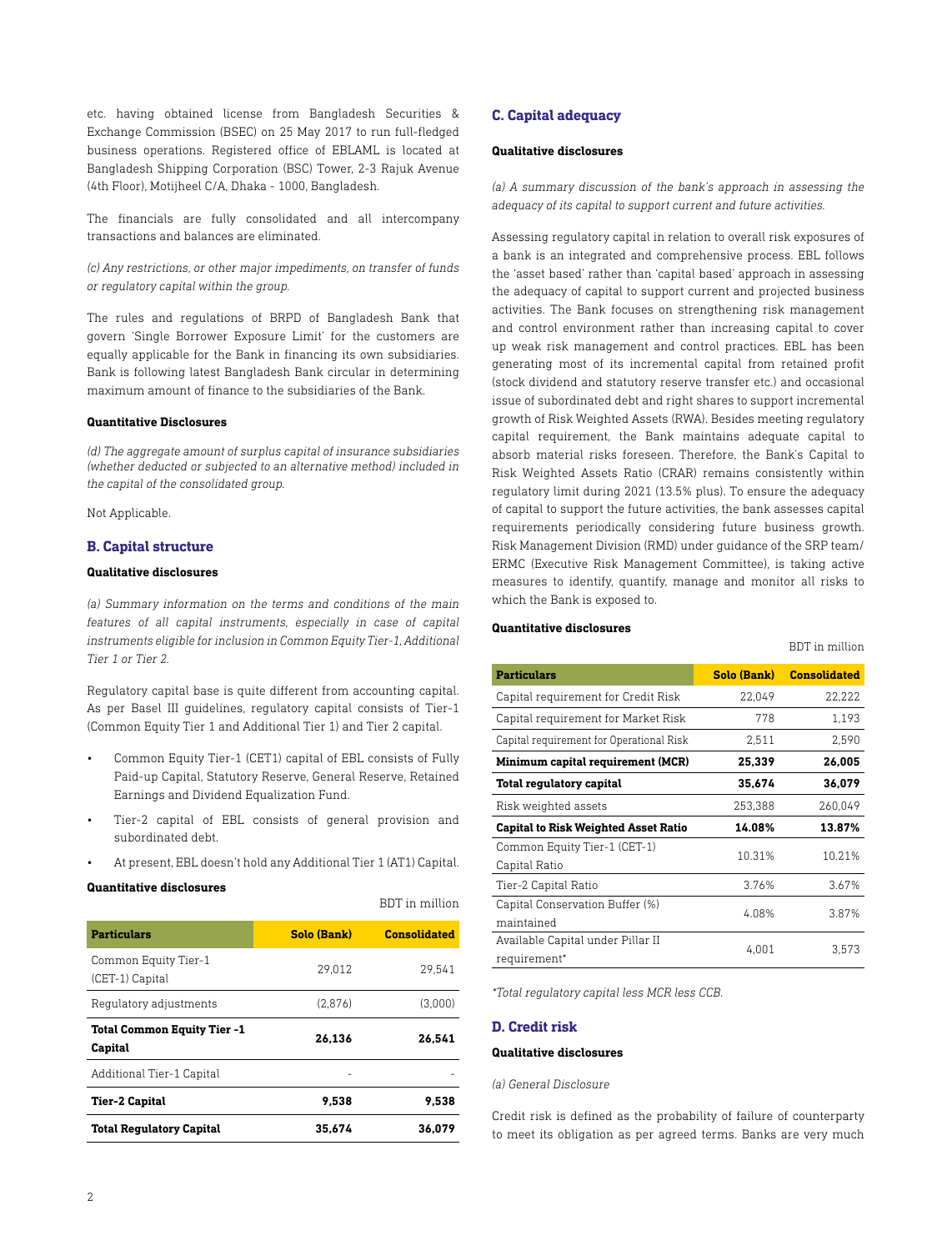etc. having obtained license from Bangladesh Securities & Exchange Commission (BSEC) on 25 May 2017 to run full-fledged business operations. Registered office of EBLAML is located at Bangladesh Shipping Corporation (BSC) Tower, 2-3 Rajuk Avenue (4th Floor), Motijheel C/A, Dhaka - 1000, Bangladesh.

The financials are fully consolidated and all intercompany transactions and balances are eliminated.

*(c) Any restrictions, or other major impediments, on transfer of funds or regulatory capital within the group.*

The rules and regulations of BRPD of Bangladesh Bank that govern 'Single Borrower Exposure Limit' for the customers are equally applicable for the Bank in financing its own subsidiaries. Bank is following latest Bangladesh Bank circular in determining maximum amount of finance to the subsidiaries of the Bank.

**Quantitative Disclosures**

*(d) The aggregate amount of surplus capital of insurance subsidiaries (whether deducted or subjected to an alternative method) included in the capital of the consolidated group.*

Not Applicable.

## B. Capital structure

**Qualitative disclosures**

*(a) Summary information on the terms and conditions of the main features of all capital instruments, especially in case of capital instruments eligible for inclusion in Common Equity Tier-1, Additional Tier 1 or Tier 2.*

Regulatory capital base is quite different from accounting capital. As per Basel III guidelines, regulatory capital consists of Tier-1 (Common Equity Tier 1 and Additional Tier 1) and Tier 2 capital.

- Common Equity Tier-1 (CET1) capital of EBL consists of Fully Paid-up Capital, Statutory Reserve, General Reserve, Retained Earnings and Dividend Equalization Fund.
- Tier-2 capital of EBL consists of general provision and subordinated debt.
- At present, EBL doesn't hold any Additional Tier 1 (AT1) Capital.

**Quantitative disclosures**

BDT in million

| Particulars | Solo (Bank) | Consolidated |
|---|---|---|
| Common Equity Tier-1 (CET-1) Capital | 29,012 | 29,541 |
| Regulatory adjustments | (2,876) | (3,000) |
| **Total Common Equity Tier -1 Capital** | **26,136** | **26,541** |
| Additional Tier-1 Capital | - | - |
| **Tier-2 Capital** | **9,538** | **9,538** |
| **Total Regulatory Capital** | **35,674** | **36,079** |

## C. Capital adequacy

**Qualitative disclosures**

*(a) A summary discussion of the bank's approach in assessing the adequacy of its capital to support current and future activities.*

Assessing regulatory capital in relation to overall risk exposures of a bank is an integrated and comprehensive process. EBL follows the 'asset based' rather than 'capital based' approach in assessing the adequacy of capital to support current and projected business activities. The Bank focuses on strengthening risk management and control environment rather than increasing capital to cover up weak risk management and control practices. EBL has been generating most of its incremental capital from retained profit (stock dividend and statutory reserve transfer etc.) and occasional issue of subordinated debt and right shares to support incremental growth of Risk Weighted Assets (RWA). Besides meeting regulatory capital requirement, the Bank maintains adequate capital to absorb material risks foreseen. Therefore, the Bank's Capital to Risk Weighted Assets Ratio (CRAR) remains consistently within regulatory limit during 2021 (13.5% plus). To ensure the adequacy of capital to support the future activities, the bank assesses capital requirements periodically considering future business growth. Risk Management Division (RMD) under guidance of the SRP team/ ERMC (Executive Risk Management Committee), is taking active measures to identify, quantify, manage and monitor all risks to which the Bank is exposed to.

**Quantitative disclosures**

BDT in million

| Particulars | Solo (Bank) | Consolidated |
|---|---|---|
| Capital requirement for Credit Risk | 22,049 | 22,222 |
| Capital requirement for Market Risk | 778 | 1,193 |
| Capital requirement for Operational Risk | 2,511 | 2,590 |
| **Minimum capital requirement (MCR)** | **25,339** | **26,005** |
| **Total regulatory capital** | **35,674** | **36,079** |
| Risk weighted assets | 253,388 | 260,049 |
| **Capital to Risk Weighted Asset Ratio** | **14.08%** | **13.87%** |
| Common Equity Tier-1 (CET-1) Capital Ratio | 10.31% | 10.21% |
| Tier-2 Capital Ratio | 3.76% | 3.67% |
| Capital Conservation Buffer (%) maintained | 4.08% | 3.87% |
| Available Capital under Pillar II requirement* | 4,001 | 3,573 |

*\*Total regulatory capital less MCR less CCB.*

## D. Credit risk

**Qualitative disclosures**

*(a) General Disclosure*

Credit risk is defined as the probability of failure of counterparty to meet its obligation as per agreed terms. Banks are very much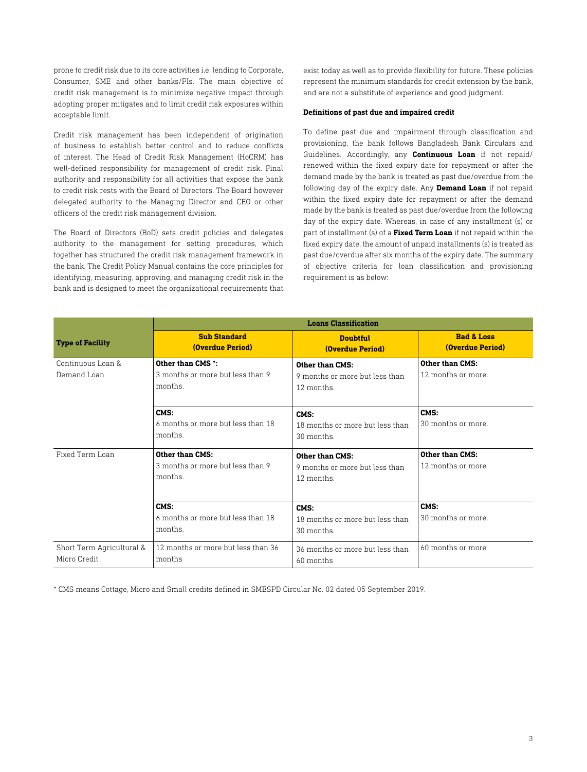prone to credit risk due to its core activities i.e. lending to Corporate, Consumer, SME and other banks/FIs. The main objective of credit risk management is to minimize negative impact through adopting proper mitigates and to limit credit risk exposures within acceptable limit.

Credit risk management has been independent of origination of business to establish better control and to reduce conflicts of interest. The Head of Credit Risk Management (HoCRM) has well-defined responsibility for management of credit risk. Final authority and responsibility for all activities that expose the bank to credit risk rests with the Board of Directors. The Board however delegated authority to the Managing Director and CEO or other officers of the credit risk management division.

The Board of Directors (BoD) sets credit policies and delegates authority to the management for setting procedures, which together has structured the credit risk management framework in the bank. The Credit Policy Manual contains the core principles for identifying, measuring, approving, and managing credit risk in the bank and is designed to meet the organizational requirements that exist today as well as to provide flexibility for future. These policies represent the minimum standards for credit extension by the bank, and are not a substitute of experience and good judgment.

**Definitions of past due and impaired credit**

To define past due and impairment through classification and provisioning, the bank follows Bangladesh Bank Circulars and Guidelines. Accordingly, any **Continuous Loan** if not repaid/ renewed within the fixed expiry date for repayment or after the demand made by the bank is treated as past due/overdue from the following day of the expiry date. Any **Demand Loan** if not repaid within the fixed expiry date for repayment or after the demand made by the bank is treated as past due/overdue from the following day of the expiry date. Whereas, in case of any installment (s) or part of installment (s) of a **Fixed Term Loan** if not repaid within the fixed expiry date, the amount of unpaid installments (s) is treated as past due/overdue after six months of the expiry date. The summary of objective criteria for loan classification and provisioning requirement is as below:

| Type of Facility | Loans Classification | | |
|---|---|---|---|
| | **Sub Standard (Overdue Period)** | **Doubtful (Overdue Period)** | **Bad & Loss (Overdue Period)** |
| Continuous Loan & Demand Loan | **Other than CMS *:** 3 months or more but less than 9 months. | **Other than CMS:** 9 months or more but less than 12 months. | **Other than CMS:** 12 months or more. |
| | **CMS:** 6 months or more but less than 18 months. | **CMS:** 18 months or more but less than 30 months. | **CMS:** 30 months or more. |
| Fixed Term Loan | **Other than CMS:** 3 months or more but less than 9 months. | **Other than CMS:** 9 months or more but less than 12 months. | **Other than CMS:** 12 months or more |
| | **CMS:** 6 months or more but less than 18 months. | **CMS:** 18 months or more but less than 30 months. | **CMS:** 30 months or more. |
| Short Term Agricultural & Micro Credit | 12 months or more but less than 36 months | 36 months or more but less than 60 months | 60 months or more |

* CMS means Cottage, Micro and Small credits defined in SMESPD Circular No. 02 dated 05 September 2019.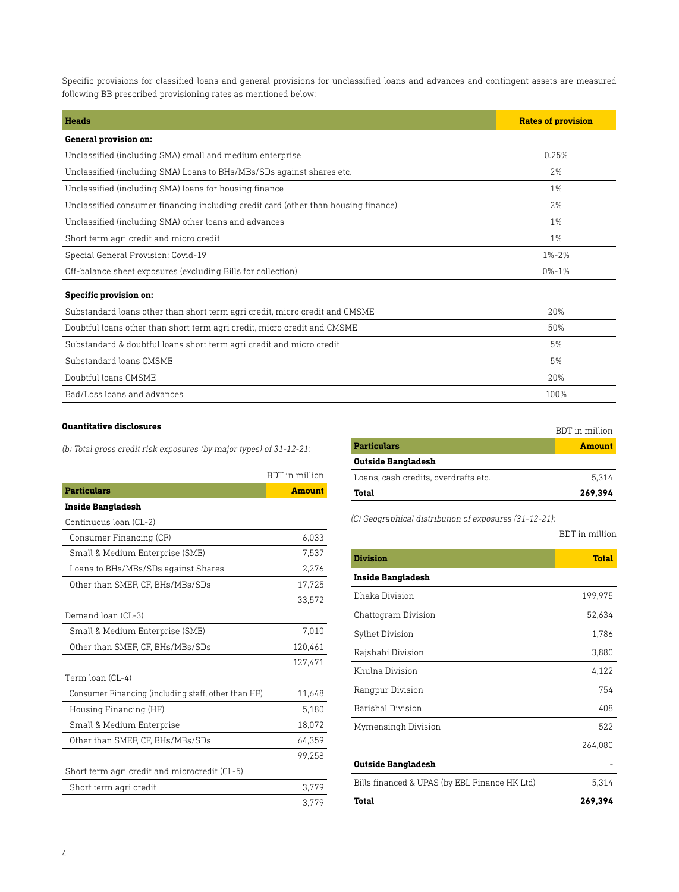Specific provisions for classified loans and general provisions for unclassified loans and advances and contingent assets are measured following BB prescribed provisioning rates as mentioned below:

| Heads | Rates of provision |
|---|---|
| **General provision on:** | |
| Unclassified (including SMA) small and medium enterprise | 0.25% |
| Unclassified (including SMA) Loans to BHs/MBs/SDs against shares etc. | 2% |
| Unclassified (including SMA) loans for housing finance | 1% |
| Unclassified consumer financing including credit card (other than housing finance) | 2% |
| Unclassified (including SMA) other loans and advances | 1% |
| Short term agri credit and micro credit | 1% |
| Special General Provision: Covid-19 | 1%-2% |
| Off-balance sheet exposures (excluding Bills for collection) | 0%-1% |
| **Specific provision on:** | |
| Substandard loans other than short term agri credit, micro credit and CMSME | 20% |
| Doubtful loans other than short term agri credit, micro credit and CMSME | 50% |
| Substandard & doubtful loans short term agri credit and micro credit | 5% |
| Substandard loans CMSME | 5% |
| Doubtful loans CMSME | 20% |
| Bad/Loss loans and advances | 100% |

#### Quantitative disclosures

*(b) Total gross credit risk exposures (by major types) of 31-12-21:*

BDT in million

| Particulars | Amount |
|---|---|
| **Inside Bangladesh** | |
| Continuous loan (CL-2) | |
| Consumer Financing (CF) | 6,033 |
| Small & Medium Enterprise (SME) | 7,537 |
| Loans to BHs/MBs/SDs against Shares | 2,276 |
| Other than SMEF, CF, BHs/MBs/SDs | 17,725 |
| | 33,572 |
| Demand loan (CL-3) | |
| Small & Medium Enterprise (SME) | 7,010 |
| Other than SMEF, CF, BHs/MBs/SDs | 120,461 |
| | 127,471 |
| Term loan (CL-4) | |
| Consumer Financing (including staff, other than HF) | 11,648 |
| Housing Financing (HF) | 5,180 |
| Small & Medium Enterprise | 18,072 |
| Other than SMEF, CF, BHs/MBs/SDs | 64,359 |
| | 99,258 |
| Short term agri credit and microcredit (CL-5) | |
| Short term agri credit | 3,779 |
| | 3,779 |
| **Outside Bangladesh** | |
| Loans, cash credits, overdrafts etc. | 5,314 |
| **Total** | **269,394** |

*(C) Geographical distribution of exposures (31-12-21):*

BDT in million

| Division | Total |
|---|---|
| **Inside Bangladesh** | |
| Dhaka Division | 199,975 |
| Chattogram Division | 52,634 |
| Sylhet Division | 1,786 |
| Rajshahi Division | 3,880 |
| Khulna Division | 4,122 |
| Rangpur Division | 754 |
| Barishal Division | 408 |
| Mymensingh Division | 522 |
| | 264,080 |
| **Outside Bangladesh** | - |
| Bills financed & UPAS (by EBL Finance HK Ltd) | 5,314 |
| **Total** | **269,394** |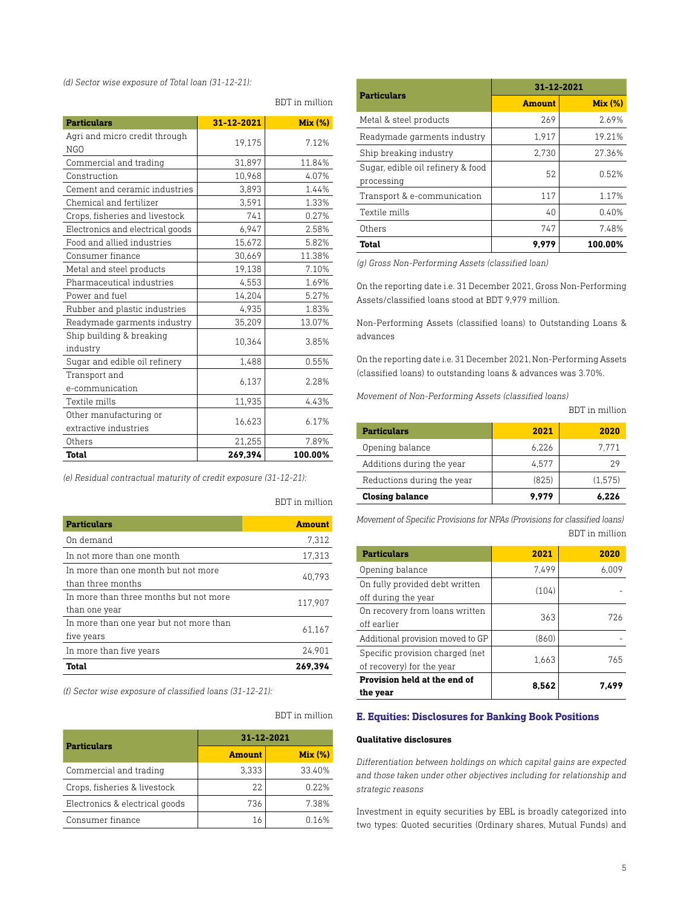*(d) Sector wise exposure of Total loan (31-12-21):*

BDT in million

| Particulars | 31-12-2021 | Mix (%) |
|---|---|---|
| Agri and micro credit through NGO | 19,175 | 7.12% |
| Commercial and trading | 31,897 | 11.84% |
| Construction | 10,968 | 4.07% |
| Cement and ceramic industries | 3,893 | 1.44% |
| Chemical and fertilizer | 3,591 | 1.33% |
| Crops, fisheries and livestock | 741 | 0.27% |
| Electronics and electrical goods | 6,947 | 2.58% |
| Food and allied industries | 15,672 | 5.82% |
| Consumer finance | 30,669 | 11.38% |
| Metal and steel products | 19,138 | 7.10% |
| Pharmaceutical industries | 4,553 | 1.69% |
| Power and fuel | 14,204 | 5.27% |
| Rubber and plastic industries | 4,935 | 1.83% |
| Readymade garments industry | 35,209 | 13.07% |
| Ship building & breaking industry | 10,364 | 3.85% |
| Sugar and edible oil refinery | 1,488 | 0.55% |
| Transport and e-communication | 6,137 | 2.28% |
| Textile mills | 11,935 | 4.43% |
| Other manufacturing or extractive industries | 16,623 | 6.17% |
| Others | 21,255 | 7.89% |
| **Total** | **269,394** | **100.00%** |

*(e) Residual contractual maturity of credit exposure (31-12-21):*

BDT in million

| Particulars | Amount |
|---|---|
| On demand | 7,312 |
| In not more than one month | 17,313 |
| In more than one month but not more than three months | 40,793 |
| In more than three months but not more than one year | 117,907 |
| In more than one year but not more than five years | 61,167 |
| In more than five years | 24,901 |
| **Total** | **269,394** |

*(f) Sector wise exposure of classified loans (31-12-21):*

BDT in million

| Particulars | 31-12-2021 | |
|---|---|---|
| | Amount | Mix (%) |
| Commercial and trading | 3,333 | 33.40% |
| Crops, fisheries & livestock | 22 | 0.22% |
| Electronics & electrical goods | 736 | 7.38% |
| Consumer finance | 16 | 0.16% |
| Metal & steel products | 269 | 2.69% |
| Readymade garments industry | 1,917 | 19.21% |
| Ship breaking industry | 2,730 | 27.36% |
| Sugar, edible oil refinery & food processing | 52 | 0.52% |
| Transport & e-communication | 117 | 1.17% |
| Textile mills | 40 | 0.40% |
| Others | 747 | 7.48% |
| **Total** | **9,979** | **100.00%** |

*(g) Gross Non-Performing Assets (classified loan)*

On the reporting date i.e. 31 December 2021, Gross Non-Performing Assets/classified loans stood at BDT 9,979 million.

Non-Performing Assets (classified loans) to Outstanding Loans & advances

On the reporting date i.e. 31 December 2021, Non-Performing Assets (classified loans) to outstanding loans & advances was 3.70%.

*Movement of Non-Performing Assets (classified loans)*

BDT in million

| Particulars | 2021 | 2020 |
|---|---|---|
| Opening balance | 6,226 | 7,771 |
| Additions during the year | 4,577 | 29 |
| Reductions during the year | (825) | (1,575) |
| **Closing balance** | **9,979** | **6,226** |

*Movement of Specific Provisions for NPAs (Provisions for classified loans)*

BDT in million

| Particulars | 2021 | 2020 |
|---|---|---|
| Opening balance | 7,499 | 6,009 |
| On fully provided debt written off during the year | (104) | - |
| On recovery from loans written off earlier | 363 | 726 |
| Additional provision moved to GP | (860) | - |
| Specific provision charged (net of recovery) for the year | 1,663 | 765 |
| **Provision held at the end of the year** | **8,562** | **7,499** |

## E. Equities: Disclosures for Banking Book Positions

**Qualitative disclosures**

*Differentiation between holdings on which capital gains are expected and those taken under other objectives including for relationship and strategic reasons*

Investment in equity securities by EBL is broadly categorized into two types: Quoted securities (Ordinary shares, Mutual Funds) and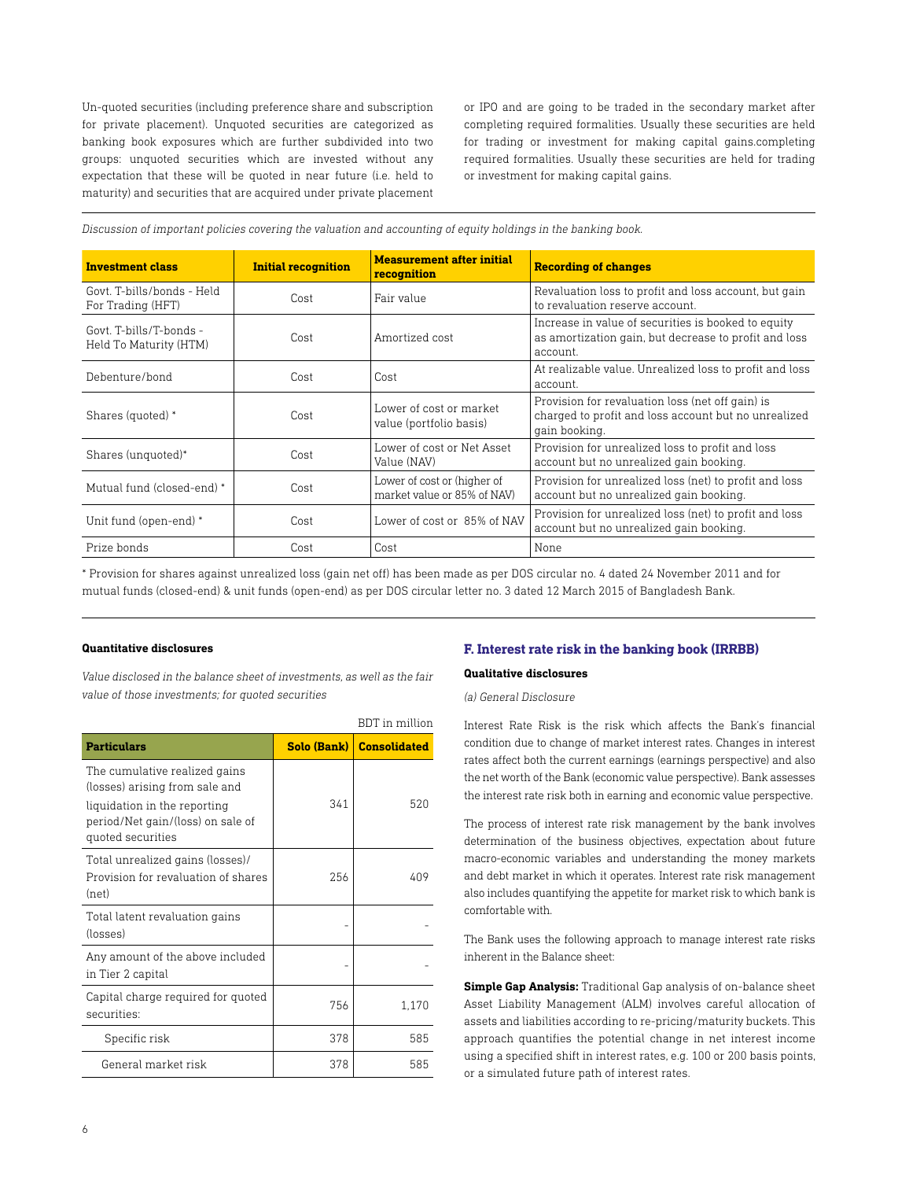Un-quoted securities (including preference share and subscription for private placement). Unquoted securities are categorized as banking book exposures which are further subdivided into two groups: unquoted securities which are invested without any expectation that these will be quoted in near future (i.e. held to maturity) and securities that are acquired under private placement or IPO and are going to be traded in the secondary market after completing required formalities. Usually these securities are held for trading or investment for making capital gains.completing required formalities. Usually these securities are held for trading or investment for making capital gains.

*Discussion of important policies covering the valuation and accounting of equity holdings in the banking book.*

| Investment class | Initial recognition | Measurement after initial recognition | Recording of changes |
|---|---|---|---|
| Govt. T-bills/bonds - Held For Trading (HFT) | Cost | Fair value | Revaluation loss to profit and loss account, but gain to revaluation reserve account. |
| Govt. T-bills/T-bonds - Held To Maturity (HTM) | Cost | Amortized cost | Increase in value of securities is booked to equity as amortization gain, but decrease to profit and loss account. |
| Debenture/bond | Cost | Cost | At realizable value. Unrealized loss to profit and loss account. |
| Shares (quoted) * | Cost | Lower of cost or market value (portfolio basis) | Provision for revaluation loss (net off gain) is charged to profit and loss account but no unrealized gain booking. |
| Shares (unquoted)* | Cost | Lower of cost or Net Asset Value (NAV) | Provision for unrealized loss to profit and loss account but no unrealized gain booking. |
| Mutual fund (closed-end) * | Cost | Lower of cost or (higher of market value or 85% of NAV) | Provision for unrealized loss (net) to profit and loss account but no unrealized gain booking. |
| Unit fund (open-end) * | Cost | Lower of cost or 85% of NAV | Provision for unrealized loss (net) to profit and loss account but no unrealized gain booking. |
| Prize bonds | Cost | Cost | None |

* Provision for shares against unrealized loss (gain net off) has been made as per DOS circular no. 4 dated 24 November 2011 and for mutual funds (closed-end) & unit funds (open-end) as per DOS circular letter no. 3 dated 12 March 2015 of Bangladesh Bank.

**Quantitative disclosures**

*Value disclosed in the balance sheet of investments, as well as the fair value of those investments; for quoted securities*

BDT in million

| Particulars | Solo (Bank) | Consolidated |
|---|---|---|
| The cumulative realized gains (losses) arising from sale and liquidation in the reporting period/Net gain/(loss) on sale of quoted securities | 341 | 520 |
| Total unrealized gains (losses)/ Provision for revaluation of shares (net) | 256 | 409 |
| Total latent revaluation gains (losses) | - | - |
| Any amount of the above included in Tier 2 capital | - | - |
| Capital charge required for quoted securities: | 756 | 1,170 |
| Specific risk | 378 | 585 |
| General market risk | 378 | 585 |

## F. Interest rate risk in the banking book (IRRBB)

**Qualitative disclosures**

*(a) General Disclosure*

Interest Rate Risk is the risk which affects the Bank's financial condition due to change of market interest rates. Changes in interest rates affect both the current earnings (earnings perspective) and also the net worth of the Bank (economic value perspective). Bank assesses the interest rate risk both in earning and economic value perspective.

The process of interest rate risk management by the bank involves determination of the business objectives, expectation about future macro-economic variables and understanding the money markets and debt market in which it operates. Interest rate risk management also includes quantifying the appetite for market risk to which bank is comfortable with.

The Bank uses the following approach to manage interest rate risks inherent in the Balance sheet:

**Simple Gap Analysis:** Traditional Gap analysis of on-balance sheet Asset Liability Management (ALM) involves careful allocation of assets and liabilities according to re-pricing/maturity buckets. This approach quantifies the potential change in net interest income using a specified shift in interest rates, e.g. 100 or 200 basis points, or a simulated future path of interest rates.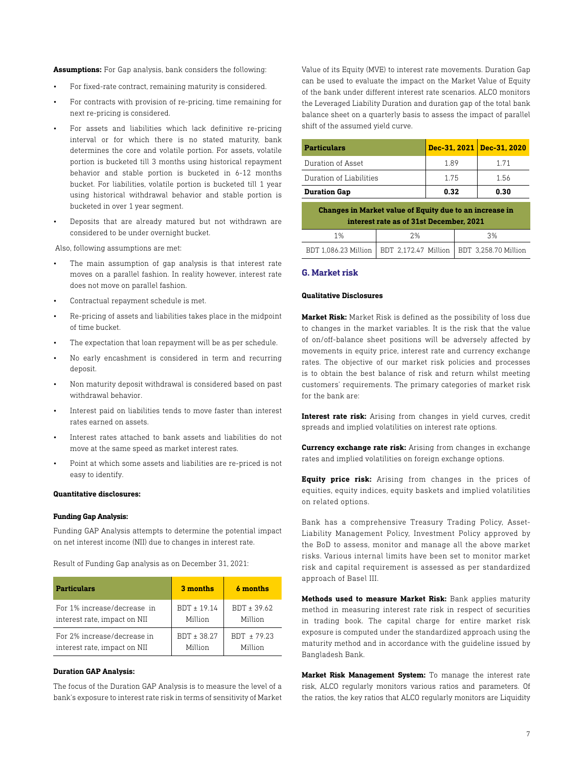**Assumptions:** For Gap analysis, bank considers the following:

- For fixed-rate contract, remaining maturity is considered.
- For contracts with provision of re-pricing, time remaining for next re-pricing is considered.
- For assets and liabilities which lack definitive re-pricing interval or for which there is no stated maturity, bank determines the core and volatile portion. For assets, volatile portion is bucketed till 3 months using historical repayment behavior and stable portion is bucketed in 6-12 months bucket. For liabilities, volatile portion is bucketed till 1 year using historical withdrawal behavior and stable portion is bucketed in over 1 year segment.
- Deposits that are already matured but not withdrawn are considered to be under overnight bucket.

Also, following assumptions are met:

- The main assumption of gap analysis is that interest rate moves on a parallel fashion. In reality however, interest rate does not move on parallel fashion.
- Contractual repayment schedule is met.
- Re-pricing of assets and liabilities takes place in the midpoint of time bucket.
- The expectation that loan repayment will be as per schedule.
- No early encashment is considered in term and recurring deposit.
- Non maturity deposit withdrawal is considered based on past withdrawal behavior.
- Interest paid on liabilities tends to move faster than interest rates earned on assets.
- Interest rates attached to bank assets and liabilities do not move at the same speed as market interest rates.
- Point at which some assets and liabilities are re-priced is not easy to identify.

**Quantitative disclosures:**

**Funding Gap Analysis:**

Funding GAP Analysis attempts to determine the potential impact on net interest income (NII) due to changes in interest rate.

Result of Funding Gap analysis as on December 31, 2021:

| Particulars | 3 months | 6 months |
|---|---|---|
| For 1% increase/decrease in interest rate, impact on NII | BDT ± 19.14 Million | BDT ± 39.62 Million |
| For 2% increase/decrease in interest rate, impact on NII | BDT ± 38.27 Million | BDT ± 79.23 Million |

**Duration GAP Analysis:**

The focus of the Duration GAP Analysis is to measure the level of a bank's exposure to interest rate risk in terms of sensitivity of Market Value of its Equity (MVE) to interest rate movements. Duration Gap can be used to evaluate the impact on the Market Value of Equity of the bank under different interest rate scenarios. ALCO monitors the Leveraged Liability Duration and duration gap of the total bank balance sheet on a quarterly basis to assess the impact of parallel shift of the assumed yield curve.

| Particulars | Dec-31, 2021 | Dec-31, 2020 |
|---|---|---|
| Duration of Asset | 1.89 | 1.71 |
| Duration of Liabilities | 1.75 | 1.56 |
| **Duration Gap** | **0.32** | **0.30** |

| Changes in Market value of Equity due to an increase in interest rate as of 31st December, 2021 | | |
|---|---|---|
| 1% | 2% | 3% |
| BDT 1,086.23 Million | BDT 2,172.47 Million | BDT 3,258.70 Million |

## G. Market risk

**Qualitative Disclosures**

**Market Risk:** Market Risk is defined as the possibility of loss due to changes in the market variables. It is the risk that the value of on/off-balance sheet positions will be adversely affected by movements in equity price, interest rate and currency exchange rates. The objective of our market risk policies and processes is to obtain the best balance of risk and return whilst meeting customers' requirements. The primary categories of market risk for the bank are:

**Interest rate risk:** Arising from changes in yield curves, credit spreads and implied volatilities on interest rate options.

**Currency exchange rate risk:** Arising from changes in exchange rates and implied volatilities on foreign exchange options.

**Equity price risk:** Arising from changes in the prices of equities, equity indices, equity baskets and implied volatilities on related options.

Bank has a comprehensive Treasury Trading Policy, Asset-Liability Management Policy, Investment Policy approved by the BoD to assess, monitor and manage all the above market risks. Various internal limits have been set to monitor market risk and capital requirement is assessed as per standardized approach of Basel III.

**Methods used to measure Market Risk:** Bank applies maturity method in measuring interest rate risk in respect of securities in trading book. The capital charge for entire market risk exposure is computed under the standardized approach using the maturity method and in accordance with the guideline issued by Bangladesh Bank.

**Market Risk Management System:** To manage the interest rate risk, ALCO regularly monitors various ratios and parameters. Of the ratios, the key ratios that ALCO regularly monitors are Liquidity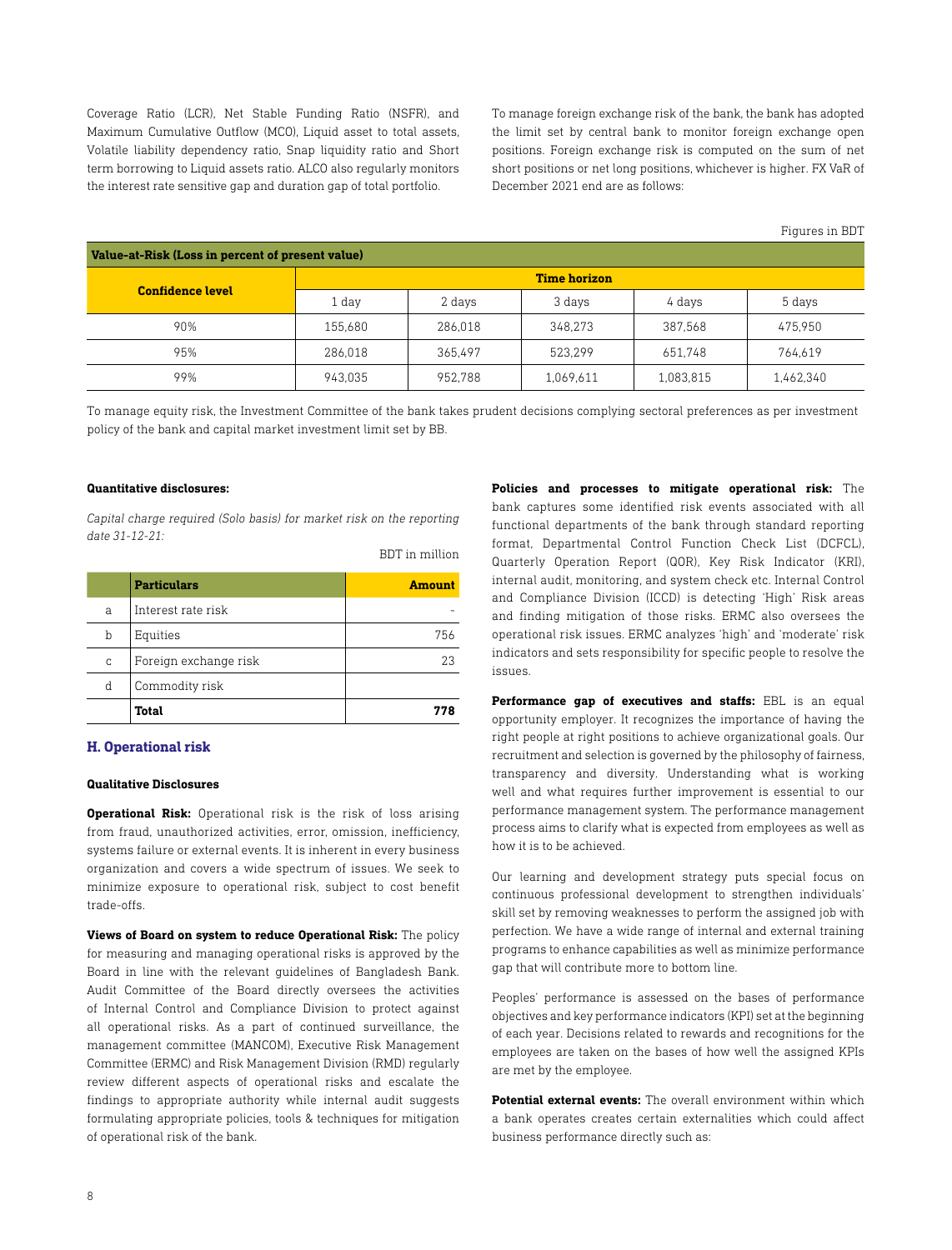Coverage Ratio (LCR), Net Stable Funding Ratio (NSFR), and Maximum Cumulative Outflow (MCO), Liquid asset to total assets, Volatile liability dependency ratio, Snap liquidity ratio and Short term borrowing to Liquid assets ratio. ALCO also regularly monitors the interest rate sensitive gap and duration gap of total portfolio.

To manage foreign exchange risk of the bank, the bank has adopted the limit set by central bank to monitor foreign exchange open positions. Foreign exchange risk is computed on the sum of net short positions or net long positions, whichever is higher. FX VaR of December 2021 end are as follows:

Figures in BDT

| Value-at-Risk (Loss in percent of present value) | | | | | |
|---|---|---|---|---|---|
| **Confidence level** | **Time horizon** | | | | |
| | 1 day | 2 days | 3 days | 4 days | 5 days |
| 90% | 155,680 | 286,018 | 348,273 | 387,568 | 475,950 |
| 95% | 286,018 | 365,497 | 523,299 | 651,748 | 764,619 |
| 99% | 943,035 | 952,788 | 1,069,611 | 1,083,815 | 1,462,340 |

To manage equity risk, the Investment Committee of the bank takes prudent decisions complying sectoral preferences as per investment policy of the bank and capital market investment limit set by BB.

**Quantitative disclosures:**

*Capital charge required (Solo basis) for market risk on the reporting date 31-12-21:*

BDT in million

| | Particulars | Amount |
|---|---|---|
| a | Interest rate risk | - |
| b | Equities | 756 |
| c | Foreign exchange risk | 23 |
| d | Commodity risk | |
| | **Total** | **778** |

## H. Operational risk

**Qualitative Disclosures**

**Operational Risk:** Operational risk is the risk of loss arising from fraud, unauthorized activities, error, omission, inefficiency, systems failure or external events. It is inherent in every business organization and covers a wide spectrum of issues. We seek to minimize exposure to operational risk, subject to cost benefit trade-offs.

**Views of Board on system to reduce Operational Risk:** The policy for measuring and managing operational risks is approved by the Board in line with the relevant guidelines of Bangladesh Bank. Audit Committee of the Board directly oversees the activities of Internal Control and Compliance Division to protect against all operational risks. As a part of continued surveillance, the management committee (MANCOM), Executive Risk Management Committee (ERMC) and Risk Management Division (RMD) regularly review different aspects of operational risks and escalate the findings to appropriate authority while internal audit suggests formulating appropriate policies, tools & techniques for mitigation of operational risk of the bank.

**Policies and processes to mitigate operational risk:** The bank captures some identified risk events associated with all functional departments of the bank through standard reporting format, Departmental Control Function Check List (DCFCL), Quarterly Operation Report (QOR), Key Risk Indicator (KRI), internal audit, monitoring, and system check etc. Internal Control and Compliance Division (ICCD) is detecting 'High' Risk areas and finding mitigation of those risks. ERMC also oversees the operational risk issues. ERMC analyzes 'high' and 'moderate' risk indicators and sets responsibility for specific people to resolve the issues.

**Performance gap of executives and staffs:** EBL is an equal opportunity employer. It recognizes the importance of having the right people at right positions to achieve organizational goals. Our recruitment and selection is governed by the philosophy of fairness, transparency and diversity. Understanding what is working well and what requires further improvement is essential to our performance management system. The performance management process aims to clarify what is expected from employees as well as how it is to be achieved.

Our learning and development strategy puts special focus on continuous professional development to strengthen individuals' skill set by removing weaknesses to perform the assigned job with perfection. We have a wide range of internal and external training programs to enhance capabilities as well as minimize performance gap that will contribute more to bottom line.

Peoples' performance is assessed on the bases of performance objectives and key performance indicators (KPI) set at the beginning of each year. Decisions related to rewards and recognitions for the employees are taken on the bases of how well the assigned KPIs are met by the employee.

**Potential external events:** The overall environment within which a bank operates creates certain externalities which could affect business performance directly such as: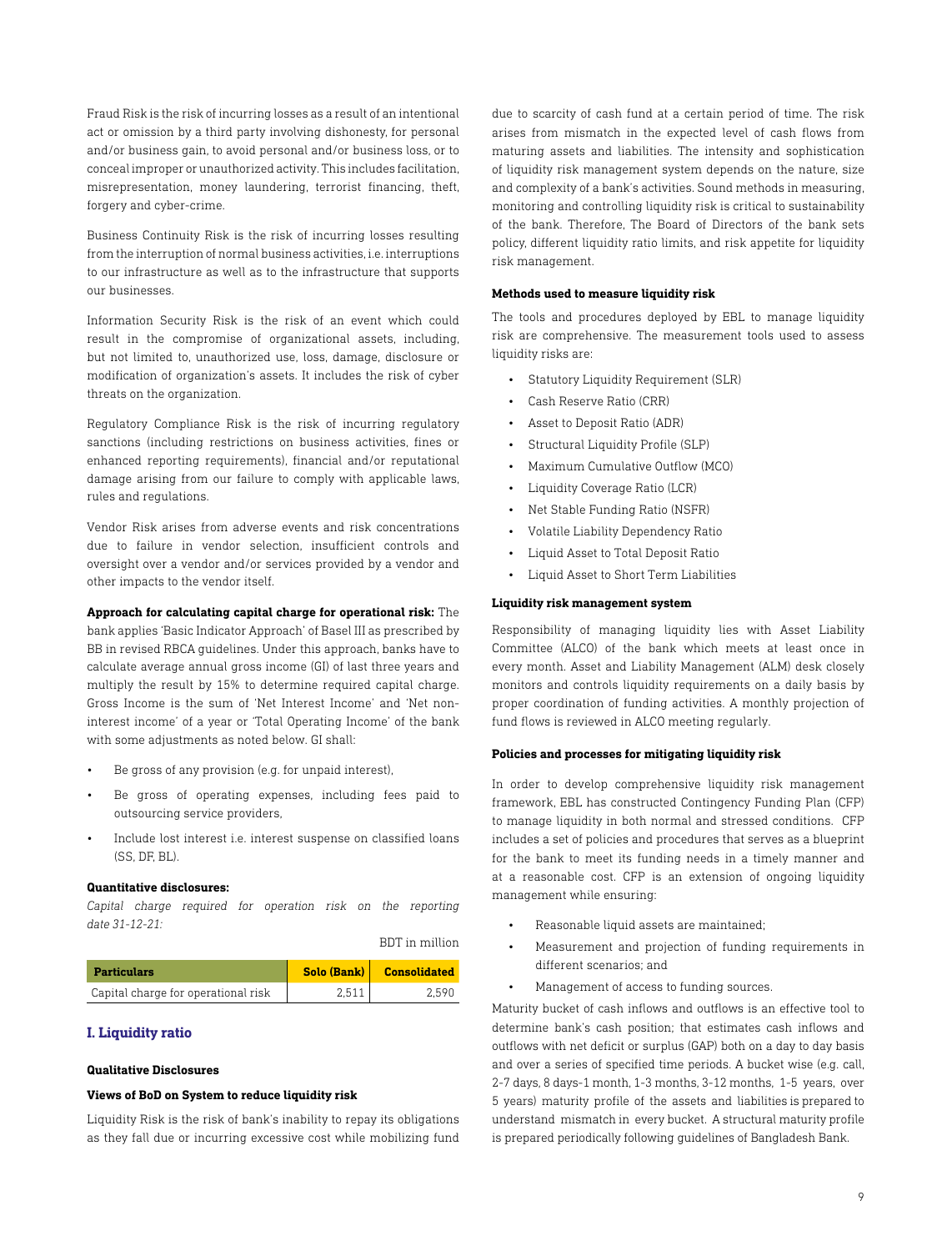Fraud Risk is the risk of incurring losses as a result of an intentional act or omission by a third party involving dishonesty, for personal and/or business gain, to avoid personal and/or business loss, or to conceal improper or unauthorized activity. This includes facilitation, misrepresentation, money laundering, terrorist financing, theft, forgery and cyber-crime.

Business Continuity Risk is the risk of incurring losses resulting from the interruption of normal business activities, i.e. interruptions to our infrastructure as well as to the infrastructure that supports our businesses.

Information Security Risk is the risk of an event which could result in the compromise of organizational assets, including, but not limited to, unauthorized use, loss, damage, disclosure or modification of organization's assets. It includes the risk of cyber threats on the organization.

Regulatory Compliance Risk is the risk of incurring regulatory sanctions (including restrictions on business activities, fines or enhanced reporting requirements), financial and/or reputational damage arising from our failure to comply with applicable laws, rules and regulations.

Vendor Risk arises from adverse events and risk concentrations due to failure in vendor selection, insufficient controls and oversight over a vendor and/or services provided by a vendor and other impacts to the vendor itself.

**Approach for calculating capital charge for operational risk:** The bank applies 'Basic Indicator Approach' of Basel III as prescribed by BB in revised RBCA guidelines. Under this approach, banks have to calculate average annual gross income (GI) of last three years and multiply the result by 15% to determine required capital charge. Gross Income is the sum of 'Net Interest Income' and 'Net non-interest income' of a year or 'Total Operating Income' of the bank with some adjustments as noted below. GI shall:

- Be gross of any provision (e.g. for unpaid interest),
- Be gross of operating expenses, including fees paid to outsourcing service providers,
- Include lost interest i.e. interest suspense on classified loans (SS, DF, BL).

**Quantitative disclosures:**

*Capital charge required for operation risk on the reporting date 31-12-21:*

BDT in million

| Particulars | Solo (Bank) | Consolidated |
|---|---|---|
| Capital charge for operational risk | 2,511 | 2,590 |

## I. Liquidity ratio

#### Qualitative Disclosures

#### Views of BoD on System to reduce liquidity risk

Liquidity Risk is the risk of bank's inability to repay its obligations as they fall due or incurring excessive cost while mobilizing fund due to scarcity of cash fund at a certain period of time. The risk arises from mismatch in the expected level of cash flows from maturing assets and liabilities. The intensity and sophistication of liquidity risk management system depends on the nature, size and complexity of a bank's activities. Sound methods in measuring, monitoring and controlling liquidity risk is critical to sustainability of the bank. Therefore, The Board of Directors of the bank sets policy, different liquidity ratio limits, and risk appetite for liquidity risk management.

#### Methods used to measure liquidity risk

The tools and procedures deployed by EBL to manage liquidity risk are comprehensive. The measurement tools used to assess liquidity risks are:

- Statutory Liquidity Requirement (SLR)
- Cash Reserve Ratio (CRR)
- Asset to Deposit Ratio (ADR)
- Structural Liquidity Profile (SLP)
- Maximum Cumulative Outflow (MCO)
- Liquidity Coverage Ratio (LCR)
- Net Stable Funding Ratio (NSFR)
- Volatile Liability Dependency Ratio
- Liquid Asset to Total Deposit Ratio
- Liquid Asset to Short Term Liabilities

#### Liquidity risk management system

Responsibility of managing liquidity lies with Asset Liability Committee (ALCO) of the bank which meets at least once in every month. Asset and Liability Management (ALM) desk closely monitors and controls liquidity requirements on a daily basis by proper coordination of funding activities. A monthly projection of fund flows is reviewed in ALCO meeting regularly.

#### Policies and processes for mitigating liquidity risk

In order to develop comprehensive liquidity risk management framework, EBL has constructed Contingency Funding Plan (CFP) to manage liquidity in both normal and stressed conditions. CFP includes a set of policies and procedures that serves as a blueprint for the bank to meet its funding needs in a timely manner and at a reasonable cost. CFP is an extension of ongoing liquidity management while ensuring:

- Reasonable liquid assets are maintained;
- Measurement and projection of funding requirements in different scenarios; and
- Management of access to funding sources.

Maturity bucket of cash inflows and outflows is an effective tool to determine bank's cash position; that estimates cash inflows and outflows with net deficit or surplus (GAP) both on a day to day basis and over a series of specified time periods. A bucket wise (e.g. call, 2-7 days, 8 days-1 month, 1-3 months, 3-12 months, 1-5 years, over 5 years) maturity profile of the assets and liabilities is prepared to understand mismatch in every bucket. A structural maturity profile is prepared periodically following guidelines of Bangladesh Bank.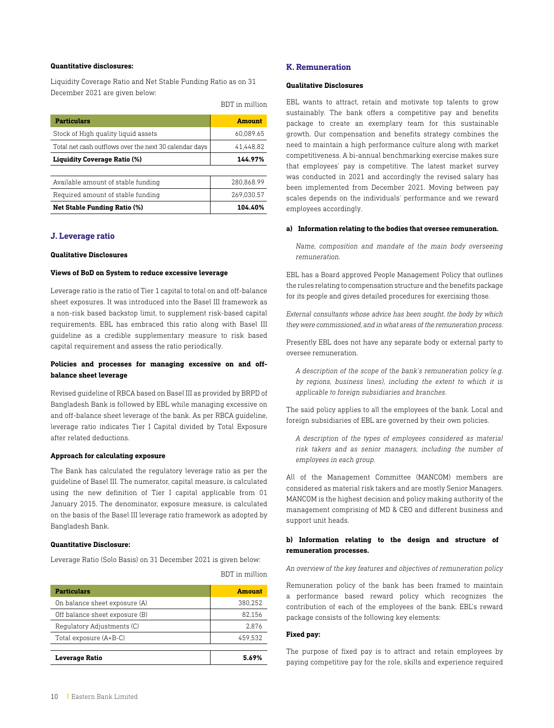**Quantitative disclosures:**

Liquidity Coverage Ratio and Net Stable Funding Ratio as on 31 December 2021 are given below:

BDT in million

| Particulars | Amount |
|---|---|
| Stock of High quality liquid assets | 60,089.65 |
| Total net cash outflows over the next 30 calendar days | 41,448.82 |
| **Liquidity Coverage Ratio (%)** | **144.97%** |
| | |
| Available amount of stable funding | 280,868.99 |
| Required amount of stable funding | 269,030.57 |
| **Net Stable Funding Ratio (%)** | **104.40%** |

## J. Leverage ratio

**Qualitative Disclosures**

**Views of BoD on System to reduce excessive leverage**

Leverage ratio is the ratio of Tier 1 capital to total on and off-balance sheet exposures. It was introduced into the Basel III framework as a non-risk based backstop limit, to supplement risk-based capital requirements. EBL has embraced this ratio along with Basel III guideline as a credible supplementary measure to risk based capital requirement and assess the ratio periodically.

**Policies and processes for managing excessive on and off-balance sheet leverage**

Revised guideline of RBCA based on Basel III as provided by BRPD of Bangladesh Bank is followed by EBL while managing excessive on and off-balance sheet leverage of the bank. As per RBCA guideline, leverage ratio indicates Tier I Capital divided by Total Exposure after related deductions.

**Approach for calculating exposure**

The Bank has calculated the regulatory leverage ratio as per the guideline of Basel III. The numerator, capital measure, is calculated using the new definition of Tier I capital applicable from 01 January 2015. The denominator, exposure measure, is calculated on the basis of the Basel III leverage ratio framework as adopted by Bangladesh Bank.

**Quantitative Disclosure:**

Leverage Ratio (Solo Basis) on 31 December 2021 is given below:

BDT in million

| Particulars | Amount |
|---|---|
| On balance sheet exposure (A) | 380,252 |
| Off balance sheet exposure (B) | 82,156 |
| Regulatory Adjustments (C) | 2,876 |
| Total exposure (A+B-C) | 459,532 |
| | |
| **Leverage Ratio** | **5.69%** |

## K. Remuneration

**Qualitative Disclosures**

EBL wants to attract, retain and motivate top talents to grow sustainably. The bank offers a competitive pay and benefits package to create an exemplary team for this sustainable growth. Our compensation and benefits strategy combines the need to maintain a high performance culture along with market competitiveness. A bi-annual benchmarking exercise makes sure that employees' pay is competitive. The latest market survey was conducted in 2021 and accordingly the revised salary has been implemented from December 2021. Moving between pay scales depends on the individuals' performance and we reward employees accordingly.

**a) Information relating to the bodies that oversee remuneration.**

*Name, composition and mandate of the main body overseeing remuneration.*

EBL has a Board approved People Management Policy that outlines the rules relating to compensation structure and the benefits package for its people and gives detailed procedures for exercising those.

*External consultants whose advice has been sought, the body by which they were commissioned, and in what areas of the remuneration process.*

Presently EBL does not have any separate body or external party to oversee remuneration.

*A description of the scope of the bank's remuneration policy (e.g. by regions, business lines), including the extent to which it is applicable to foreign subsidiaries and branches.*

The said policy applies to all the employees of the bank. Local and foreign subsidiaries of EBL are governed by their own policies.

*A description of the types of employees considered as material risk takers and as senior managers, including the number of employees in each group.*

All of the Management Committee (MANCOM) members are considered as material risk takers and are mostly Senior Managers. MANCOM is the highest decision and policy making authority of the management comprising of MD & CEO and different business and support unit heads.

**b) Information relating to the design and structure of remuneration processes.**

*An overview of the key features and objectives of remuneration policy*

Remuneration policy of the bank has been framed to maintain a performance based reward policy which recognizes the contribution of each of the employees of the bank. EBL's reward package consists of the following key elements:

**Fixed pay:**

The purpose of fixed pay is to attract and retain employees by paying competitive pay for the role, skills and experience required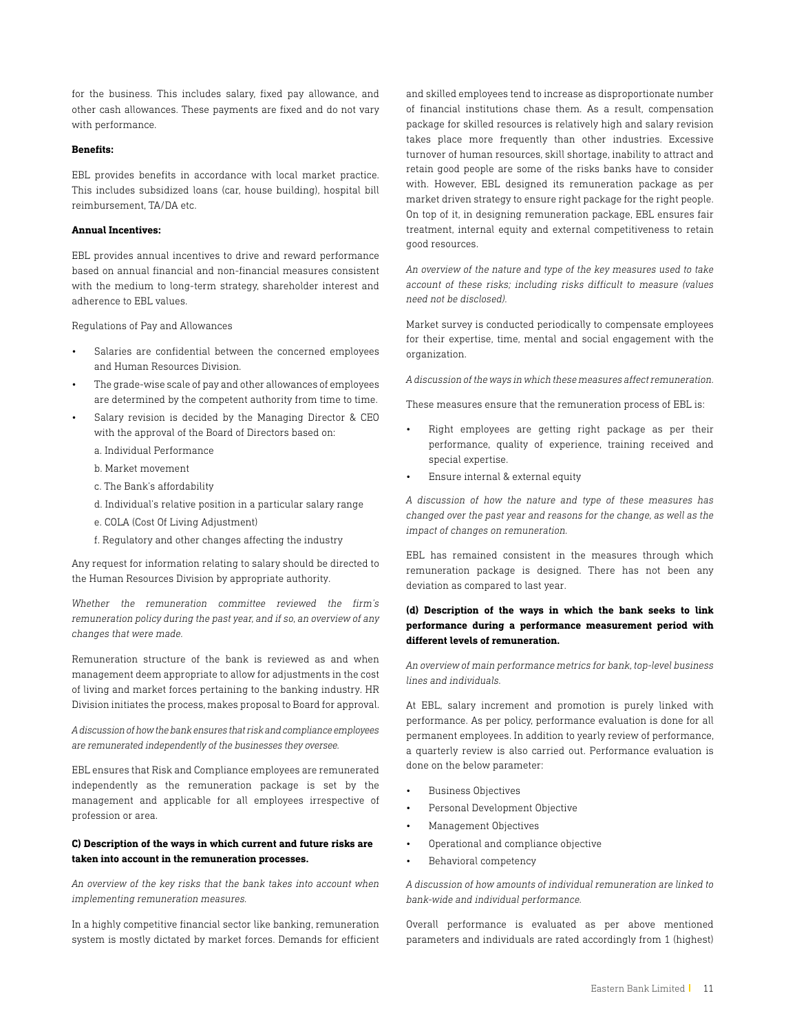for the business. This includes salary, fixed pay allowance, and other cash allowances. These payments are fixed and do not vary with performance.

**Benefits:**

EBL provides benefits in accordance with local market practice. This includes subsidized loans (car, house building), hospital bill reimbursement, TA/DA etc.

**Annual Incentives:**

EBL provides annual incentives to drive and reward performance based on annual financial and non-financial measures consistent with the medium to long-term strategy, shareholder interest and adherence to EBL values.

Regulations of Pay and Allowances

- Salaries are confidential between the concerned employees and Human Resources Division.
- The grade-wise scale of pay and other allowances of employees are determined by the competent authority from time to time.
- Salary revision is decided by the Managing Director & CEO with the approval of the Board of Directors based on:
  a. Individual Performance
  b. Market movement
  c. The Bank's affordability
  d. Individual's relative position in a particular salary range
  e. COLA (Cost Of Living Adjustment)
  f. Regulatory and other changes affecting the industry

Any request for information relating to salary should be directed to the Human Resources Division by appropriate authority.

*Whether the remuneration committee reviewed the firm's remuneration policy during the past year, and if so, an overview of any changes that were made.*

Remuneration structure of the bank is reviewed as and when management deem appropriate to allow for adjustments in the cost of living and market forces pertaining to the banking industry. HR Division initiates the process, makes proposal to Board for approval.

*A discussion of how the bank ensures that risk and compliance employees are remunerated independently of the businesses they oversee.*

EBL ensures that Risk and Compliance employees are remunerated independently as the remuneration package is set by the management and applicable for all employees irrespective of profession or area.

**C) Description of the ways in which current and future risks are taken into account in the remuneration processes.**

*An overview of the key risks that the bank takes into account when implementing remuneration measures.*

In a highly competitive financial sector like banking, remuneration system is mostly dictated by market forces. Demands for efficient and skilled employees tend to increase as disproportionate number of financial institutions chase them. As a result, compensation package for skilled resources is relatively high and salary revision takes place more frequently than other industries. Excessive turnover of human resources, skill shortage, inability to attract and retain good people are some of the risks banks have to consider with. However, EBL designed its remuneration package as per market driven strategy to ensure right package for the right people. On top of it, in designing remuneration package, EBL ensures fair treatment, internal equity and external competitiveness to retain good resources.

*An overview of the nature and type of the key measures used to take account of these risks; including risks difficult to measure (values need not be disclosed).*

Market survey is conducted periodically to compensate employees for their expertise, time, mental and social engagement with the organization.

*A discussion of the ways in which these measures affect remuneration.*

These measures ensure that the remuneration process of EBL is:

- Right employees are getting right package as per their performance, quality of experience, training received and special expertise.
- Ensure internal & external equity

*A discussion of how the nature and type of these measures has changed over the past year and reasons for the change, as well as the impact of changes on remuneration.*

EBL has remained consistent in the measures through which remuneration package is designed. There has not been any deviation as compared to last year.

**(d) Description of the ways in which the bank seeks to link performance during a performance measurement period with different levels of remuneration.**

*An overview of main performance metrics for bank, top-level business lines and individuals.*

At EBL, salary increment and promotion is purely linked with performance. As per policy, performance evaluation is done for all permanent employees. In addition to yearly review of performance, a quarterly review is also carried out. Performance evaluation is done on the below parameter:

- Business Objectives
- Personal Development Objective
- Management Objectives
- Operational and compliance objective
- Behavioral competency

*A discussion of how amounts of individual remuneration are linked to bank-wide and individual performance.*

Overall performance is evaluated as per above mentioned parameters and individuals are rated accordingly from 1 (highest)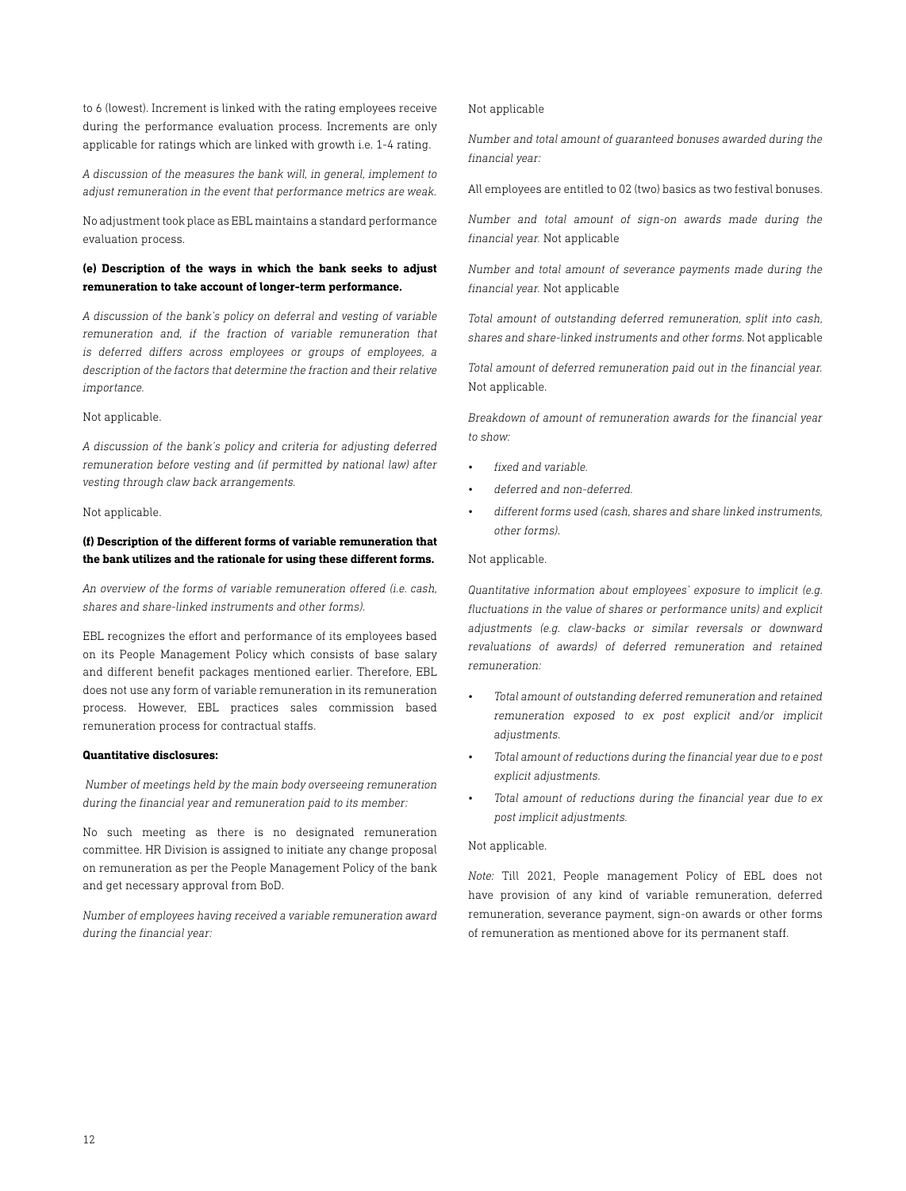to 6 (lowest). Increment is linked with the rating employees receive during the performance evaluation process. Increments are only applicable for ratings which are linked with growth i.e. 1-4 rating.

*A discussion of the measures the bank will, in general, implement to adjust remuneration in the event that performance metrics are weak.*

No adjustment took place as EBL maintains a standard performance evaluation process.

**(e) Description of the ways in which the bank seeks to adjust remuneration to take account of longer-term performance.**

*A discussion of the bank's policy on deferral and vesting of variable remuneration and, if the fraction of variable remuneration that is deferred differs across employees or groups of employees, a description of the factors that determine the fraction and their relative importance.*

Not applicable.

*A discussion of the bank's policy and criteria for adjusting deferred remuneration before vesting and (if permitted by national law) after vesting through claw back arrangements.*

Not applicable.

**(f) Description of the different forms of variable remuneration that the bank utilizes and the rationale for using these different forms.**

*An overview of the forms of variable remuneration offered (i.e. cash, shares and share-linked instruments and other forms).*

EBL recognizes the effort and performance of its employees based on its People Management Policy which consists of base salary and different benefit packages mentioned earlier. Therefore, EBL does not use any form of variable remuneration in its remuneration process. However, EBL practices sales commission based remuneration process for contractual staffs.

**Quantitative disclosures:**

*Number of meetings held by the main body overseeing remuneration during the financial year and remuneration paid to its member:*

No such meeting as there is no designated remuneration committee. HR Division is assigned to initiate any change proposal on remuneration as per the People Management Policy of the bank and get necessary approval from BoD.

*Number of employees having received a variable remuneration award during the financial year:*

Not applicable

*Number and total amount of guaranteed bonuses awarded during the financial year:*

All employees are entitled to 02 (two) basics as two festival bonuses.

*Number and total amount of sign-on awards made during the financial year.* Not applicable

*Number and total amount of severance payments made during the financial year.* Not applicable

*Total amount of outstanding deferred remuneration, split into cash, shares and share-linked instruments and other forms.* Not applicable

*Total amount of deferred remuneration paid out in the financial year.* Not applicable.

*Breakdown of amount of remuneration awards for the financial year to show:*

- *fixed and variable.*
- *deferred and non-deferred.*
- *different forms used (cash, shares and share linked instruments, other forms).*

Not applicable.

*Quantitative information about employees' exposure to implicit (e.g. fluctuations in the value of shares or performance units) and explicit adjustments (e.g. claw-backs or similar reversals or downward revaluations of awards) of deferred remuneration and retained remuneration:*

- *Total amount of outstanding deferred remuneration and retained remuneration exposed to ex post explicit and/or implicit adjustments.*
- *Total amount of reductions during the financial year due to e post explicit adjustments.*
- *Total amount of reductions during the financial year due to ex post implicit adjustments.*

Not applicable.

*Note:* Till 2021, People management Policy of EBL does not have provision of any kind of variable remuneration, deferred remuneration, severance payment, sign-on awards or other forms of remuneration as mentioned above for its permanent staff.